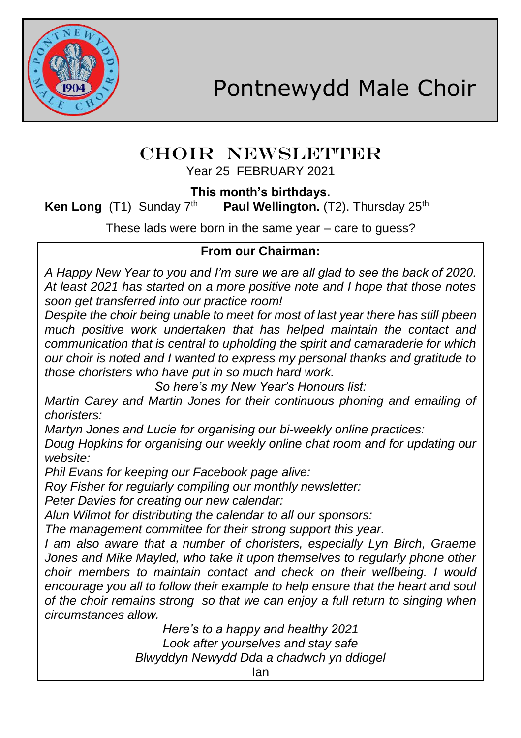# Pontnewydd Male Choir

## CHOIR NEWSLETTER

Year 25 FEBRUARY 2021

**This month's birthdays.**

**Ken Long** (T1) Sunday 7th **Paul Wellington.** (T2). Thursday 25th

These lads were born in the same year – care to guess?

**From our Chairman:**

*A Happy New Year to you and I'm sure we are all glad to see the back of 2020. At least 2021 has started on a more positive note and I hope that those notes soon get transferred into our practice room!*

*Despite the choir being unable to meet for most of last year there has still pbeen much positive work undertaken that has helped maintain the contact and communication that is central to upholding the spirit and camaraderie for which our choir is noted and I wanted to express my personal thanks and gratitude to those choristers who have put in so much hard work.*

*So here's my New Year's Honours list:*

*Martin Carey and Martin Jones for their continuous phoning and emailing of choristers:*

*Martyn Jones and Lucie for organising our bi-weekly online practices:*

*Doug Hopkins for organising our weekly online chat room and for updating our website:*

*Phil Evans for keeping our Facebook page alive:*

*Roy Fisher for regularly compiling our monthly newsletter:*

*Peter Davies for creating our new calendar:*

*Alun Wilmot for distributing the calendar to all our sponsors:*

*The management committee for their strong support this year.*

*I am also aware that a number of choristers, especially Lyn Birch, Graeme Jones and Mike Mayled, who take it upon themselves to regularly phone other choir members to maintain contact and check on their wellbeing. I would encourage you all to follow their example to help ensure that the heart and soul of the choir remains strong so that we can enjoy a full return to singing when circumstances allow.*

*Here's to a happy and healthy 2021*

*Look after yourselves and stay safe*

*Blwyddyn Newydd Dda a chadwch yn ddiogel*

Ian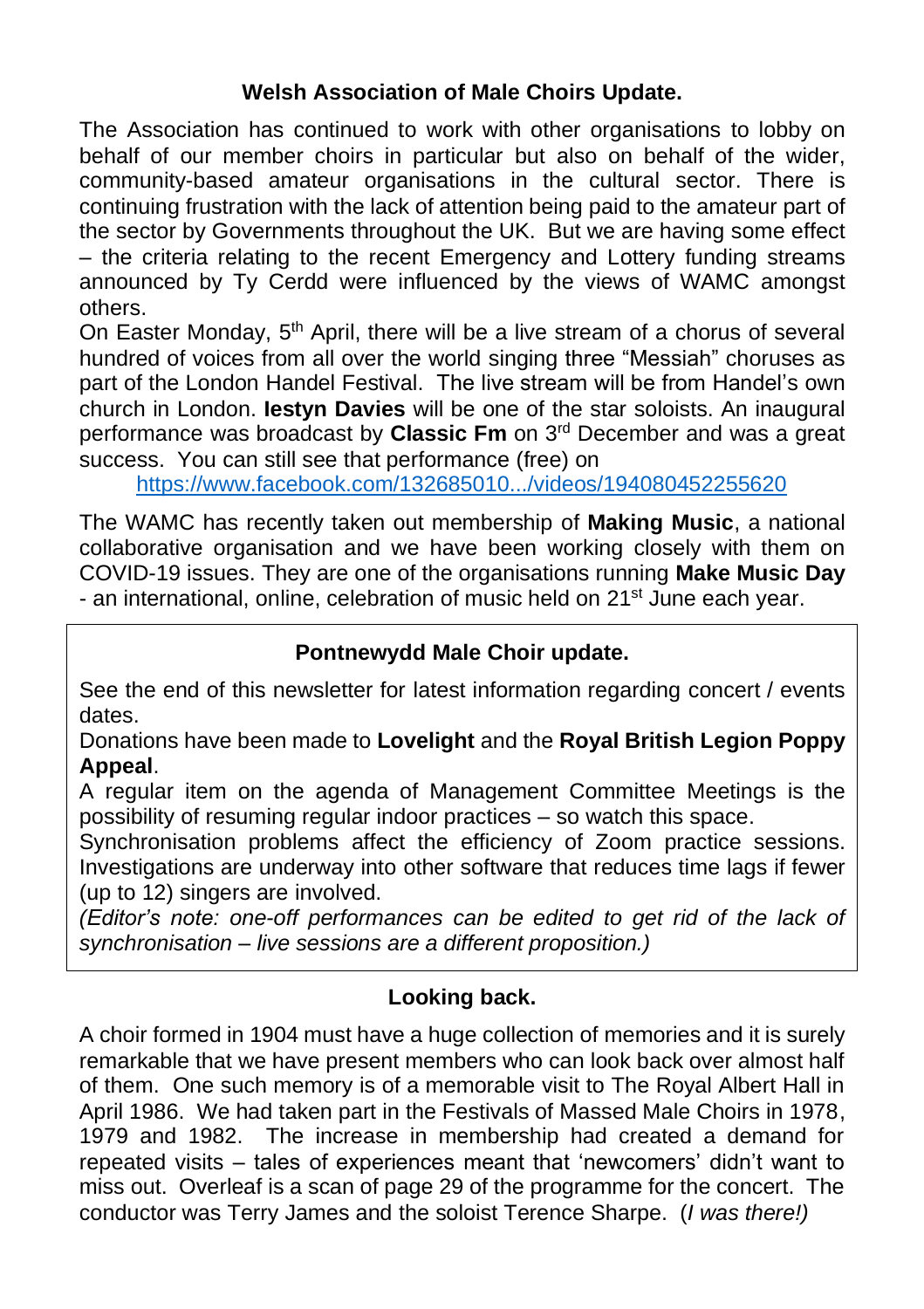## Welsh Association of Male Choirs Update.

The Association has continued to work with other organisations to lobby on behalf of our member choirs in particular but also on behalf of the wider, community-based amateur organisations in the cultural sector. There is continuing frustration with the lack of attention being paid to the amateur part of the sector by Governments throughout the UK. But we are having some effect – the criteria relating to the recent Emergency and Lottery funding streams announced by Ty Cerdd were influenced by the views of WAMC amongst others.

On Easter Monday, 5th April, there will be a live stream of a chorus of several hundred of voices from all over the world singing three "Messiah" choruses as part of the London Handel Festival. The live stream will be from Handel's own church in London. **Iestyn Davies** will be one of the star soloists. An inaugural performance was broadcast by **Classic Fm** on 3rd December and was a great success. You can still see that performance (free) on

https://www.facebook.com/132685010.../videos/194080452255620

The WAMC has recently taken out membership of **Making Music**, a national collaborative organisation and we have been working closely with them on COVID-19 issues. They are one of the organisations running **Make Music Day** - an international, online, celebration of music held on 21st June each year.

## Pontnewydd Male Choir update.

See the end of this newsletter for latest information regarding concert / events dates.

Donations have been made to **Lovelight** and the **Royal British Legion Poppy Appeal**.

A regular item on the agenda of Management Committee Meetings is the possibility of resuming regular indoor practices – so watch this space.

Synchronisation problems affect the efficiency of Zoom practice sessions. Investigations are underway into other software that reduces time lags if fewer (up to 12) singers are involved.

*(Editor's note: one-off performances can be edited to get rid of the lack of synchronisation – live sessions are a different proposition.)*

## Looking back.

A choir formed in 1904 must have a huge collection of memories and it is surely remarkable that we have present members who can look back over almost half of them. One such memory is of a memorable visit to The Royal Albert Hall in April 1986. We had taken part in the Festivals of Massed Male Choirs in 1978, 1979 and 1982. The increase in membership had created a demand for repeated visits – tales of experiences meant that 'newcomers' didn't want to miss out. Overleaf is a scan of page 29 of the programme for the concert. The conductor was Terry James and the soloist Terence Sharpe. (*I was there!)*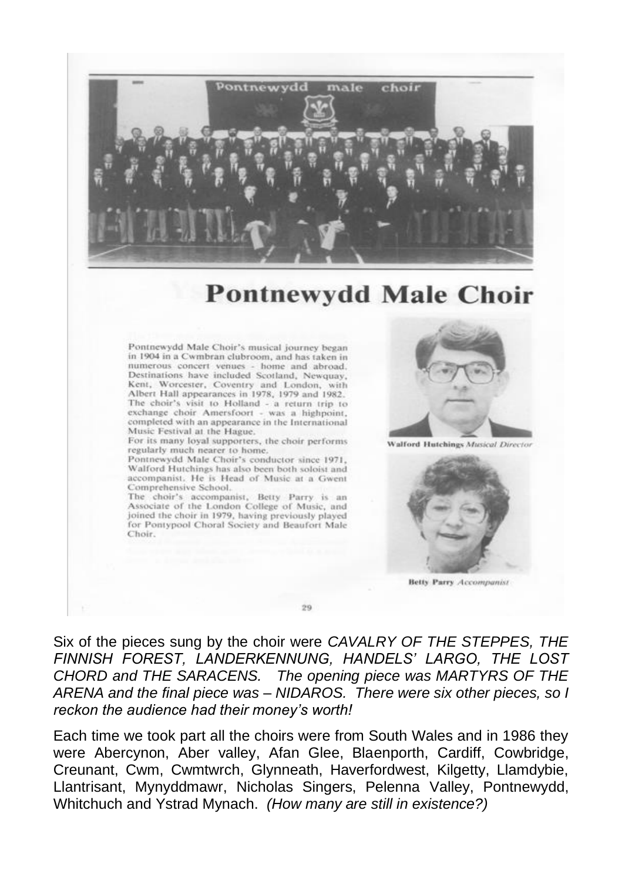# Pontnewydd Male Choir

Pontnewydd Male Choir's musical journey began in 1904 in a Cwmbran clubroom, and has taken in numerous concert venues - home and abroad. Destinations have included Scotland, Newquay, Kent, Worcester, Coventry and London, with Albert Hall appearances in 1978, 1979 and 1982. The choir's visit to Holland - a return trip to exchange choir Amersfoort - was a highpoint, completed with an appearance in the International Music Festival at the Hague.

For its many loyal supporters, the choir performs regularly much nearer to home.

Pontnewydd Male Choir's conductor since 1971, Walford Hutchings has also been both soloist and accompanist. He is Head of Music at a Gwent Comprehensive School.

The choir's accompanist, Betty Parry is an Associate of the London College of Music, and joined the choir in 1979, having previously played for Pontypool Choral Society and Beaufort Male Choir.

**Walford Hutchings** *Musical Director*

**Betty Parry** *Accompanist*

Six of the pieces sung by the choir were *CAVALRY OF THE STEPPES, THE FINNISH FOREST, LANDERKENNUNG, HANDELS' LARGO, THE LOST CHORD and THE SARACENS. The opening piece was MARTYRS OF THE ARENA and the final piece was – NIDAROS. There were six other pieces, so I reckon the audience had their money's worth!*

Each time we took part all the choirs were from South Wales and in 1986 they were Abercynon, Aber valley, Afan Glee, Blaenporth, Cardiff, Cowbridge, Creunant, Cwm, Cwmtwrch, Glynneath, Haverfordwest, Kilgetty, Llamdybie, Llantrisant, Mynyddmawr, Nicholas Singers, Pelenna Valley, Pontnewydd, Whitchuch and Ystrad Mynach. *(How many are still in existence?)*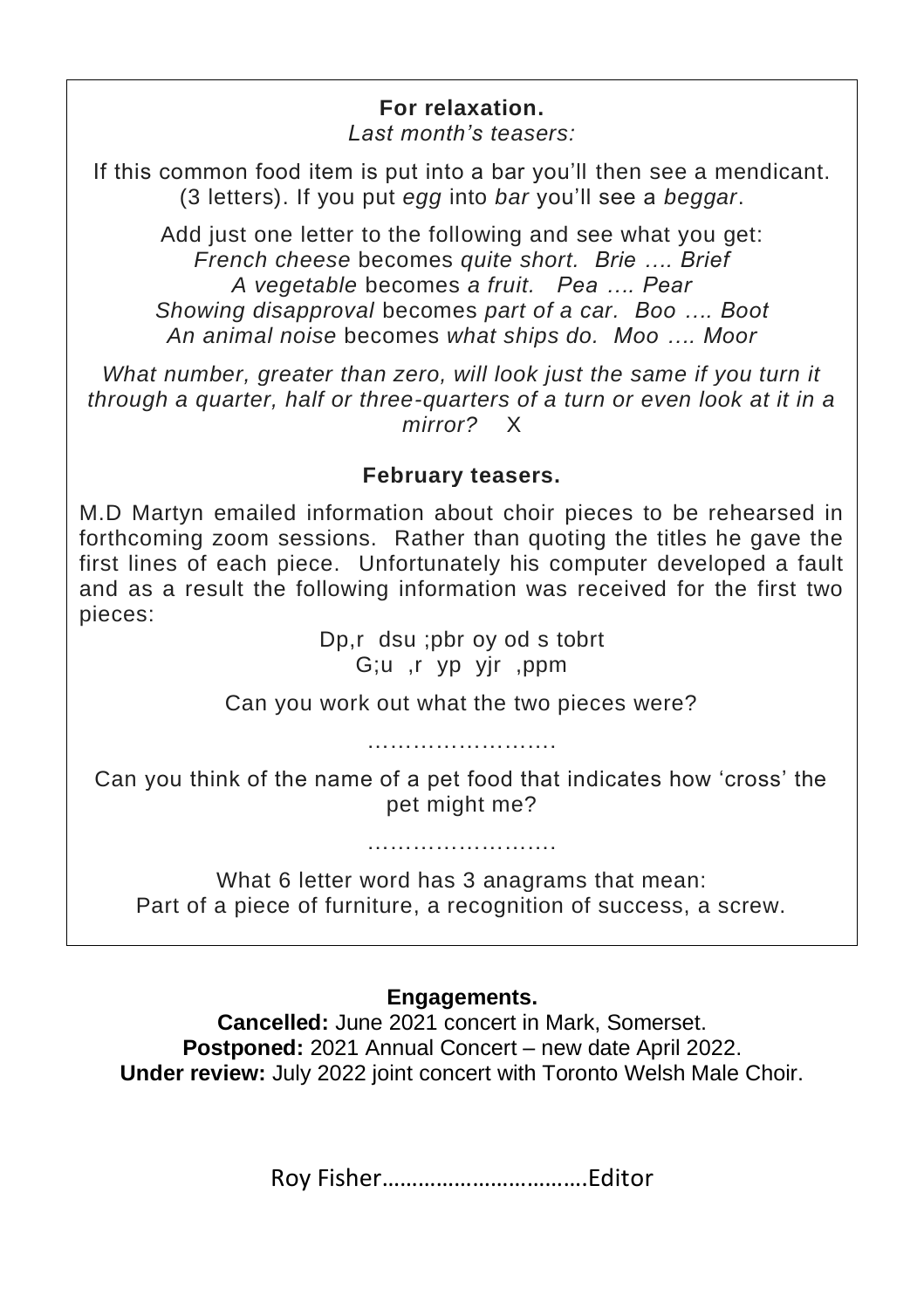**For relaxation.**

*Last month's teasers:*

If this common food item is put into a bar you'll then see a mendicant. (3 letters). If you put *egg* into *bar* you'll see a *beggar*.

Add just one letter to the following and see what you get:

*French cheese* becomes *quite short. Brie …. Brief*

*A vegetable* becomes *a fruit. Pea …. Pear*

*Showing disapproval* becomes *part of a car. Boo …. Boot*

*An animal noise* becomes *what ships do. Moo …. Moor*

*What number, greater than zero, will look just the same if you turn it through a quarter, half or three-quarters of a turn or even look at it in a mirror?* X

**February teasers.**

M.D Martyn emailed information about choir pieces to be rehearsed in forthcoming zoom sessions. Rather than quoting the titles he gave the first lines of each piece. Unfortunately his computer developed a fault and as a result the following information was received for the first two pieces:

Dp,r dsu ;pbr oy od s tobrt

G;u ,r yp yjr ,ppm

Can you work out what the two pieces were?

…………………….

Can you think of the name of a pet food that indicates how 'cross' the pet might me?

…………………….

What 6 letter word has 3 anagrams that mean:

Part of a piece of furniture, a recognition of success, a screw.

**Engagements.**

**Cancelled:** June 2021 concert in Mark, Somerset.

**Postponed:** 2021 Annual Concert – new date April 2022.

**Under review:** July 2022 joint concert with Toronto Welsh Male Choir.

Roy Fisher…………………………….Editor